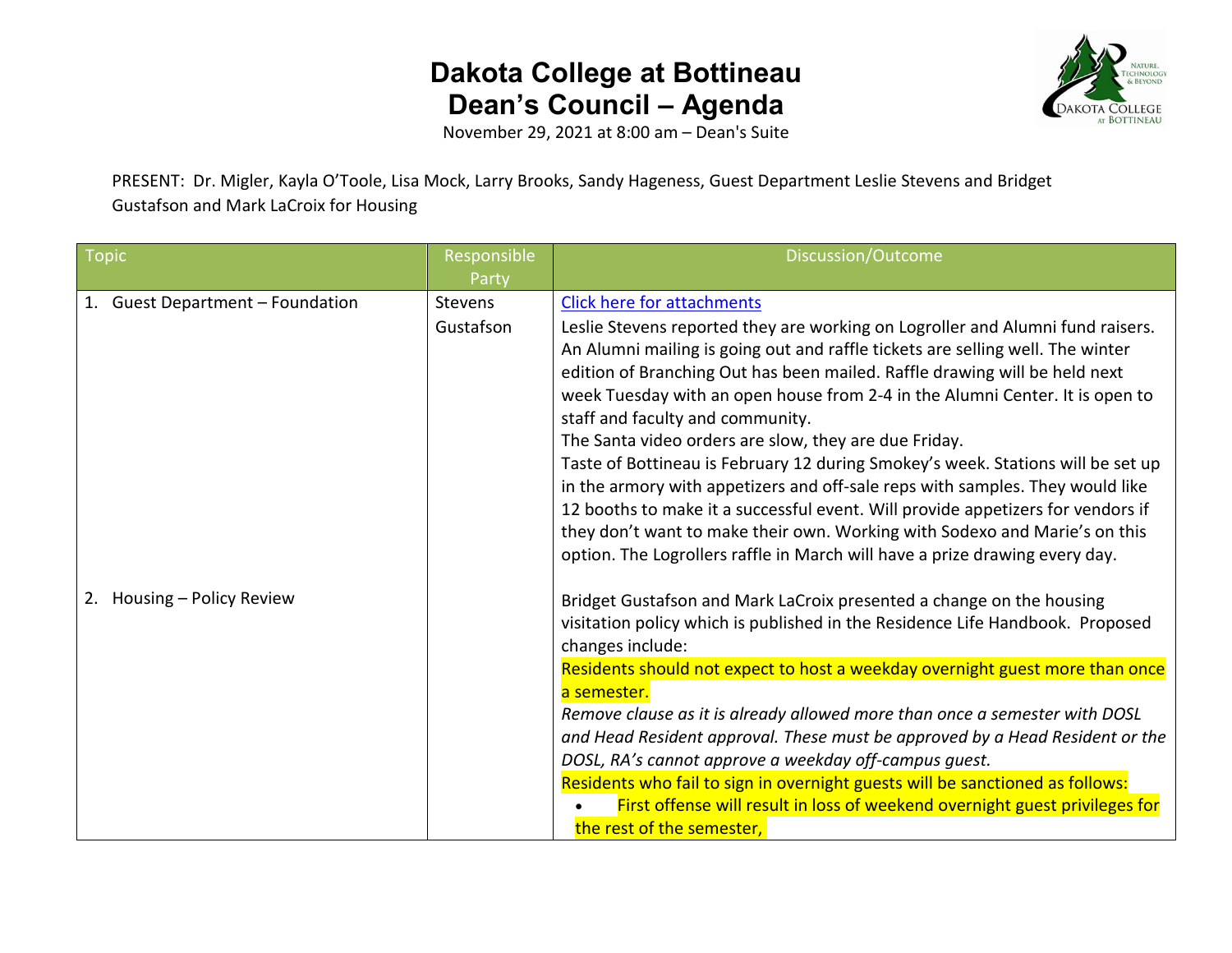# Dakota College at Bottineau
# Dean's Council – Agenda

November 29, 2021 at 8:00 am – Dean's Suite

PRESENT: Dr. Migler, Kayla O'Toole, Lisa Mock, Larry Brooks, Sandy Hageness, Guest Department Leslie Stevens and Bridget Gustafson and Mark LaCroix for Housing

| Topic | Responsible Party | Discussion/Outcome |
|---|---|---|
| 1. Guest Department – Foundation | Stevens<br>Gustafson | [Click here for attachments]<br>Leslie Stevens reported they are working on Logroller and Alumni fund raisers. An Alumni mailing is going out and raffle tickets are selling well. The winter edition of Branching Out has been mailed. Raffle drawing will be held next week Tuesday with an open house from 2-4 in the Alumni Center. It is open to staff and faculty and community.<br>The Santa video orders are slow, they are due Friday.<br>Taste of Bottineau is February 12 during Smokey's week. Stations will be set up in the armory with appetizers and off-sale reps with samples. They would like 12 booths to make it a successful event. Will provide appetizers for vendors if they don't want to make their own. Working with Sodexo and Marie's on this option. The Logrollers raffle in March will have a prize drawing every day. |
| 2. Housing – Policy Review | | Bridget Gustafson and Mark LaCroix presented a change on the housing visitation policy which is published in the Residence Life Handbook. Proposed changes include:<br>Residents should not expect to host a weekday overnight guest more than once a semester.<br>*Remove clause as it is already allowed more than once a semester with DOSL and Head Resident approval. These must be approved by a Head Resident or the DOSL, RA's cannot approve a weekday off-campus guest.*<br>Residents who fail to sign in overnight guests will be sanctioned as follows:<br>• First offense will result in loss of weekend overnight guest privileges for the rest of the semester, |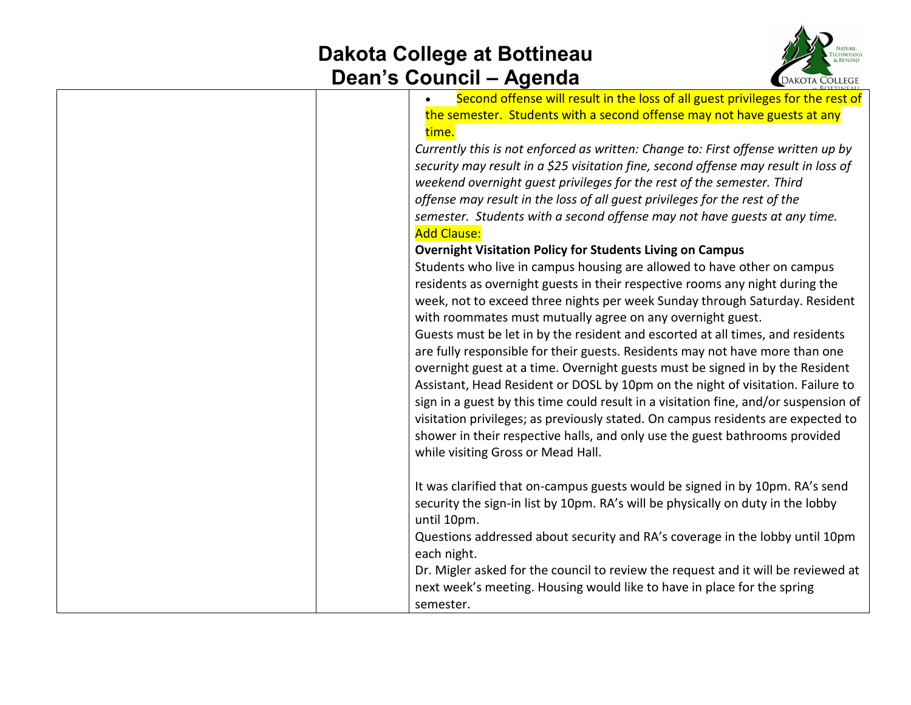| | | • Second offense will result in the loss of all guest privileges for the rest of the semester. Students with a second offense may not have guests at any time.<br>*Currently this is not enforced as written: Change to: First offense written up by security may result in a $25 visitation fine, second offense may result in loss of weekend overnight guest privileges for the rest of the semester. Third offense may result in the loss of all guest privileges for the rest of the semester. Students with a second offense may not have guests at any time.*<br>Add Clause:<br>**Overnight Visitation Policy for Students Living on Campus**<br>Students who live in campus housing are allowed to have other on campus residents as overnight guests in their respective rooms any night during the week, not to exceed three nights per week Sunday through Saturday. Resident with roommates must mutually agree on any overnight guest.<br>Guests must be let in by the resident and escorted at all times, and residents are fully responsible for their guests. Residents may not have more than one overnight guest at a time. Overnight guests must be signed in by the Resident Assistant, Head Resident or DOSL by 10pm on the night of visitation. Failure to sign in a guest by this time could result in a visitation fine, and/or suspension of visitation privileges; as previously stated. On campus residents are expected to shower in their respective halls, and only use the guest bathrooms provided while visiting Gross or Mead Hall.<br><br>It was clarified that on-campus guests would be signed in by 10pm. RA's send security the sign-in list by 10pm. RA's will be physically on duty in the lobby until 10pm.<br>Questions addressed about security and RA's coverage in the lobby until 10pm each night.<br>Dr. Migler asked for the council to review the request and it will be reviewed at next week's meeting. Housing would like to have in place for the spring semester. |
|---|---|---|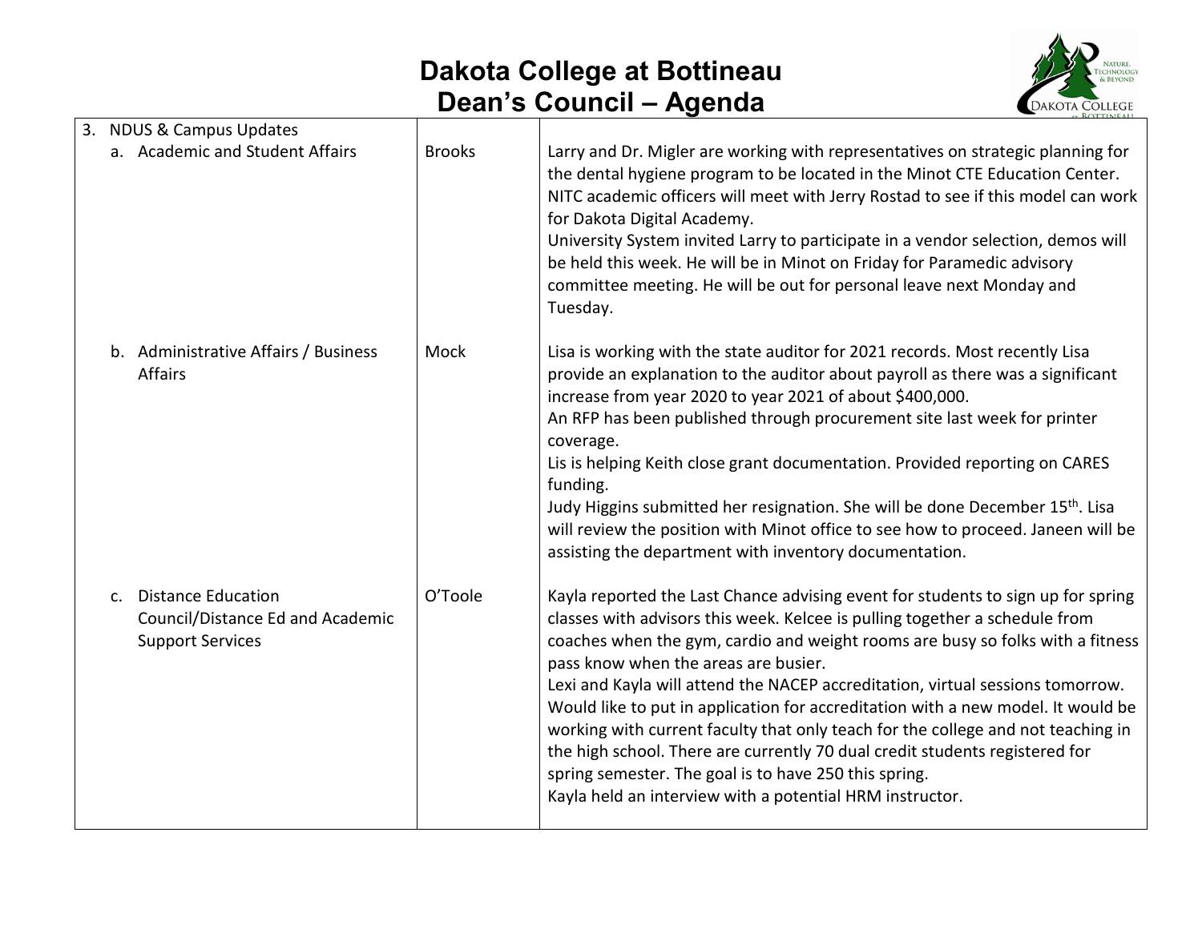# Dakota College at Bottineau
## Dean's Council – Agenda

| | | |
|---|---|---|
| 3. NDUS & Campus Updates<br>a. Academic and Student Affairs | Brooks | Larry and Dr. Migler are working with representatives on strategic planning for the dental hygiene program to be located in the Minot CTE Education Center. NITC academic officers will meet with Jerry Rostad to see if this model can work for Dakota Digital Academy.<br>University System invited Larry to participate in a vendor selection, demos will be held this week. He will be in Minot on Friday for Paramedic advisory committee meeting. He will be out for personal leave next Monday and Tuesday. |
| b. Administrative Affairs / Business Affairs | Mock | Lisa is working with the state auditor for 2021 records. Most recently Lisa provide an explanation to the auditor about payroll as there was a significant increase from year 2020 to year 2021 of about $400,000.<br>An RFP has been published through procurement site last week for printer coverage.<br>Lis is helping Keith close grant documentation. Provided reporting on CARES funding.<br>Judy Higgins submitted her resignation. She will be done December 15th. Lisa will review the position with Minot office to see how to proceed. Janeen will be assisting the department with inventory documentation. |
| c. Distance Education Council/Distance Ed and Academic Support Services | O'Toole | Kayla reported the Last Chance advising event for students to sign up for spring classes with advisors this week. Kelcee is pulling together a schedule from coaches when the gym, cardio and weight rooms are busy so folks with a fitness pass know when the areas are busier.<br>Lexi and Kayla will attend the NACEP accreditation, virtual sessions tomorrow. Would like to put in application for accreditation with a new model. It would be working with current faculty that only teach for the college and not teaching in the high school. There are currently 70 dual credit students registered for spring semester. The goal is to have 250 this spring.<br>Kayla held an interview with a potential HRM instructor. |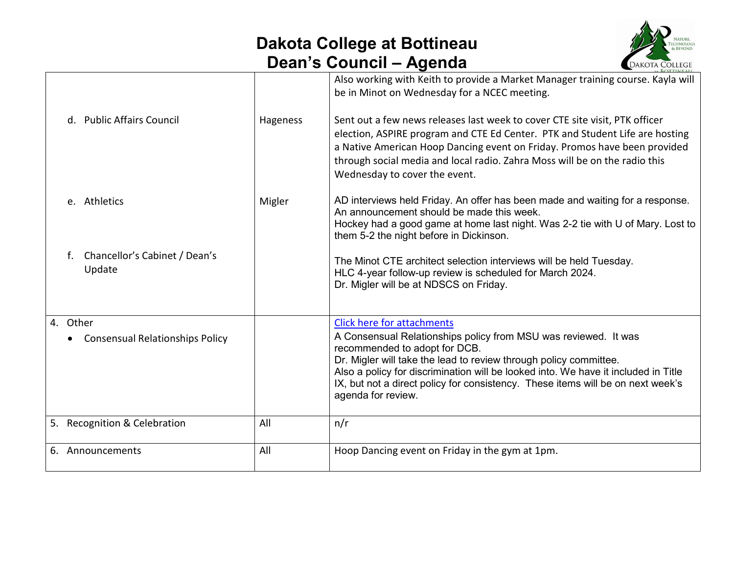# Dakota College at Bottineau
# Dean's Council – Agenda

| | | |
|---|---|---|
| | | Also working with Keith to provide a Market Manager training course. Kayla will be in Minot on Wednesday for a NCEC meeting. |
| d. Public Affairs Council | Hageness | Sent out a few news releases last week to cover CTE site visit, PTK officer election, ASPIRE program and CTE Ed Center. PTK and Student Life are hosting a Native American Hoop Dancing event on Friday. Promos have been provided through social media and local radio. Zahra Moss will be on the radio this Wednesday to cover the event. |
| e. Athletics | Migler | AD interviews held Friday. An offer has been made and waiting for a response. An announcement should be made this week.<br>Hockey had a good game at home last night. Was 2-2 tie with U of Mary. Lost to them 5-2 the night before in Dickinson. |
| f. Chancellor's Cabinet / Dean's Update | | The Minot CTE architect selection interviews will be held Tuesday.<br>HLC 4-year follow-up review is scheduled for March 2024.<br>Dr. Migler will be at NDSCS on Friday. |
| 4. Other<br>• Consensual Relationships Policy | | Click here for attachments<br>A Consensual Relationships policy from MSU was reviewed. It was recommended to adopt for DCB.<br>Dr. Migler will take the lead to review through policy committee.<br>Also a policy for discrimination will be looked into. We have it included in Title IX, but not a direct policy for consistency. These items will be on next week's agenda for review. |
| 5. Recognition & Celebration | All | n/r |
| 6. Announcements | All | Hoop Dancing event on Friday in the gym at 1pm. |